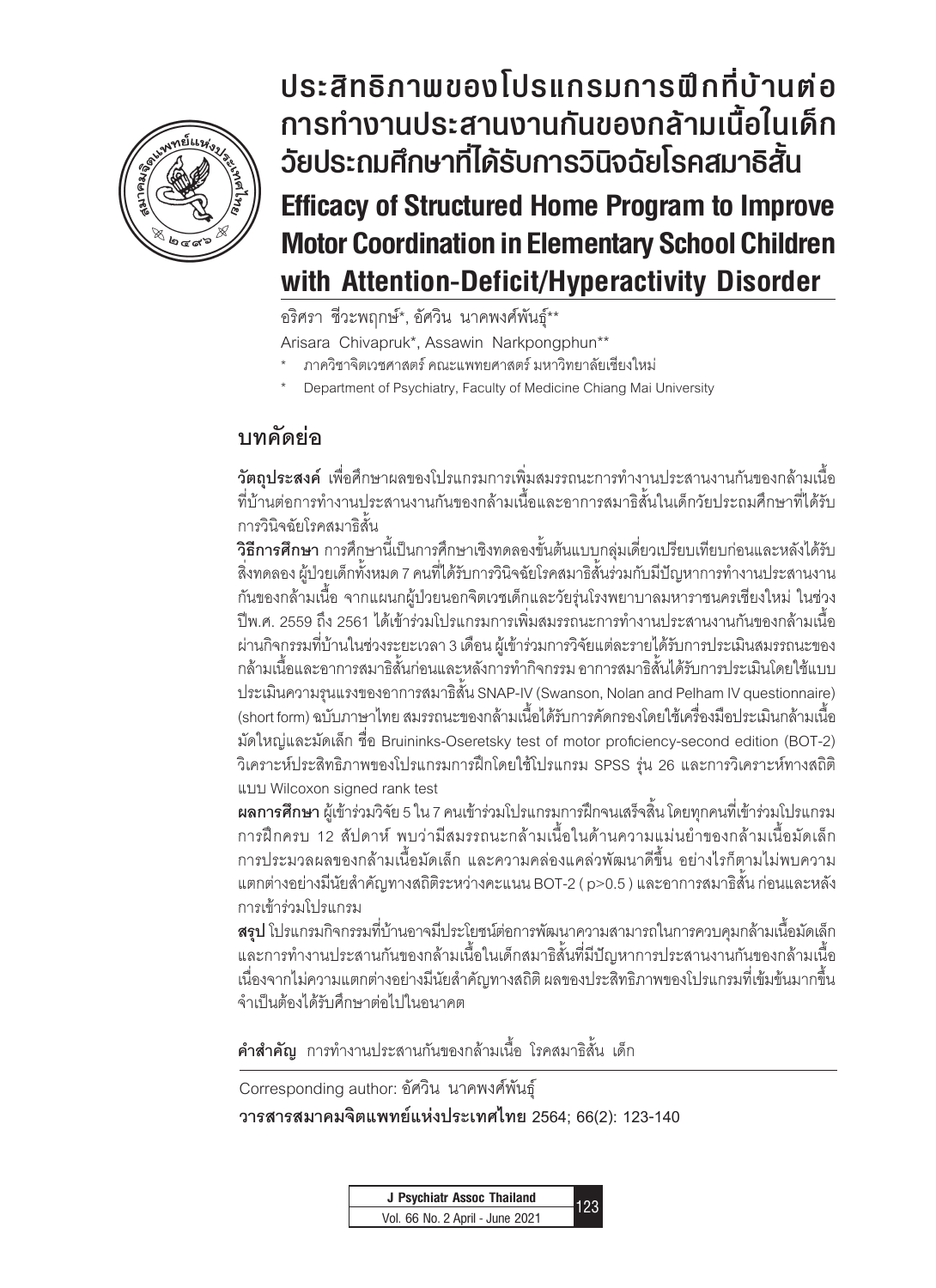# ประสิทธิภาพของโปรแกรมการฝึกที่บ้านต่อการทำงานประสานงานกันของกล้ามเนื้อในเด็กวัยประถมศึกษาที่ได้รับการวินิจฉัยโรคสมาธิสั้น

# Efficacy of Structured Home Program to Improve Motor Coordination in Elementary School Children with Attention-Deficit/Hyperactivity Disorder

อริศรา ชีวะพฤกษ์*, อัศวิน นาคพงศ์พันธุ์**

Arisara Chivapruk*, Assawin Narkpongphun**

\* ภาควิชาจิตเวชศาสตร์ คณะแพทยศาสตร์ มหาวิทยาลัยเชียงใหม่

\* Department of Psychiatry, Faculty of Medicine Chiang Mai University

## บทคัดย่อ

**วัตถุประสงค์** เพื่อศึกษาผลของโปรแกรมการเพิ่มสมรรถนะการทำงานประสานงานกันของกล้ามเนื้อที่บ้านต่อการทำงานประสานงานกันของกล้ามเนื้อและอาการสมาธิสั้นในเด็กวัยประถมศึกษาที่ได้รับการวินิจฉัยโรคสมาธิสั้น

**วิธีการศึกษา** การศึกษานี้เป็นการศึกษาเชิงทดลองขั้นต้นแบบกลุ่มเดี่ยวเปรียบเทียบก่อนและหลังได้รับสิ่งทดลอง ผู้ป่วยเด็กทั้งหมด 7 คนที่ได้รับการวินิจฉัยโรคสมาธิสั้นร่วมกับมีปัญหาการทำงานประสานงานกันของกล้ามเนื้อ จากแผนกผู้ป่วยนอกจิตเวชเด็กและวัยรุ่นโรงพยาบาลมหาราชนครเชียงใหม่ ในช่วงปีพ.ศ. 2559 ถึง 2561 ได้เข้าร่วมโปรแกรมการเพิ่มสมรรถนะการทำงานประสานงานกันของกล้ามเนื้อผ่านกิจกรรมที่บ้านในช่วงระยะเวลา 3 เดือน ผู้เข้าร่วมการวิจัยแต่ละรายได้รับการประเมินสมรรถนะของกล้ามเนื้อและอาการสมาธิสั้นก่อนและหลังการทำกิจกรรม อาการสมาธิสั้นได้รับการประเมินโดยใช้แบบประเมินความรุนแรงของอาการสมาธิสั้น SNAP-IV (Swanson, Nolan and Pelham IV questionnaire) (short form) ฉบับภาษาไทย สมรรถนะของกล้ามเนื้อได้รับการคัดกรองโดยใช้เครื่องมือประเมินกล้ามเนื้อมัดใหญ่และมัดเล็ก ชื่อ Bruininks-Oseretsky test of motor proficiency-second edition (BOT-2) วิเคราะห์ประสิทธิภาพของโปรแกรมการฝึกโดยใช้โปรแกรม SPSS รุ่น 26 และการวิเคราะห์ทางสถิติแบบ Wilcoxon signed rank test

**ผลการศึกษา** ผู้เข้าร่วมวิจัย 5 ใน 7 คนเข้าร่วมโปรแกรมการฝึกจนเสร็จสิ้น โดยทุกคนที่เข้าร่วมโปรแกรมการฝึกครบ 12 สัปดาห์ พบว่ามีสมรรถนะกล้ามเนื้อในด้านความแม่นยำของกล้ามเนื้อมัดเล็ก การประมวลผลของกล้ามเนื้อมัดเล็ก และความคล่องแคล่วพัฒนาดีขึ้น อย่างไรก็ตามไม่พบความแตกต่างอย่างมีนัยสำคัญทางสถิติระหว่างคะแนน BOT-2 ( $p>0.5$ ) และอาการสมาธิสั้น ก่อนและหลังการเข้าร่วมโปรแกรม

**สรุป** โปรแกรมกิจกรรมที่บ้านอาจมีประโยชน์ต่อการพัฒนาความสามารถในการควบคุมกล้ามเนื้อมัดเล็กและการทำงานประสานกันของกล้ามเนื้อในเด็กสมาธิสั้นที่มีปัญหาการประสานงานกันของกล้ามเนื้อ เนื่องจากไม่ความแตกต่างอย่างมีนัยสำคัญทางสถิติ ผลของประสิทธิภาพของโปรแกรมที่เข้มข้นมากขึ้นจำเป็นต้องได้รับศึกษาต่อไปในอนาคต

**คำสำคัญ** การทำงานประสานงานกันของกล้ามเนื้อ โรคสมาธิสั้น เด็ก

Corresponding author: อัศวิน นาคพงศ์พันธุ์

**วารสารสมาคมจิตแพทย์แห่งประเทศไทย** 2564; 66(2): 123-140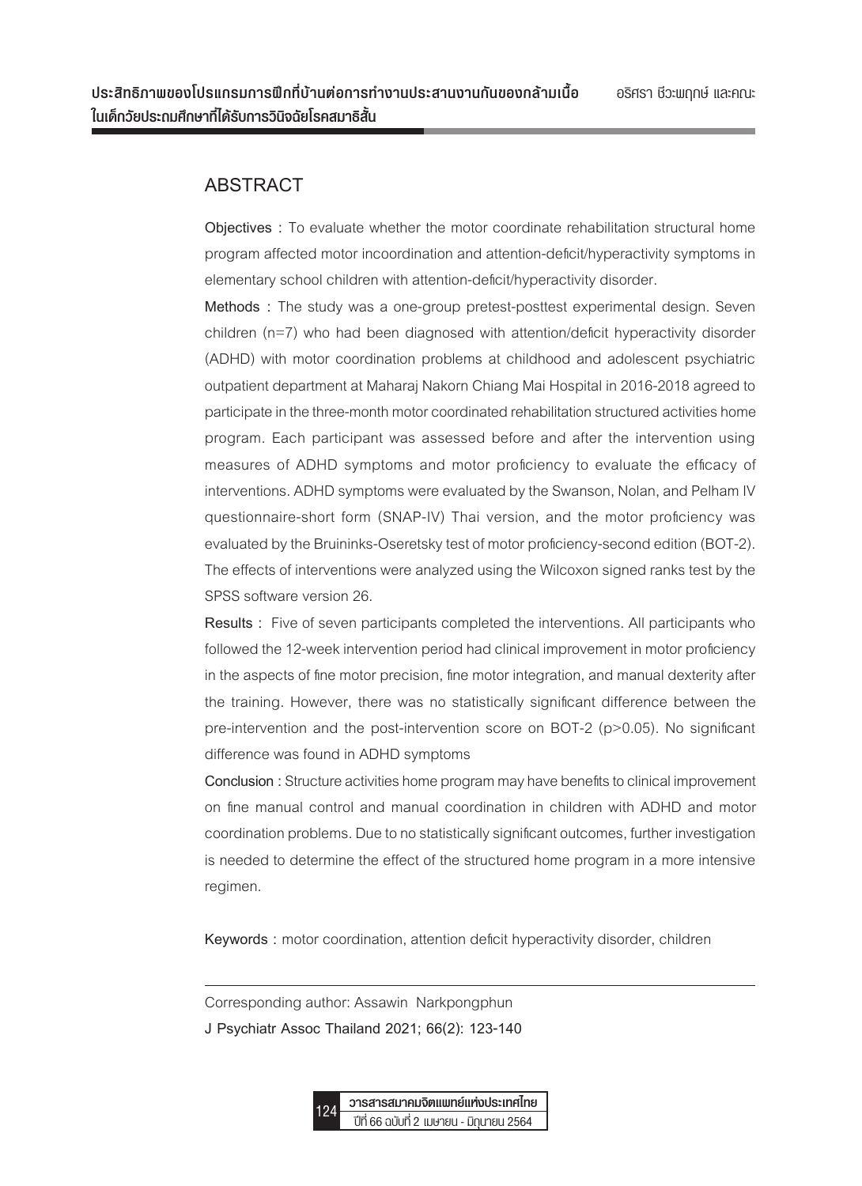## ABSTRACT

**Objectives** : To evaluate whether the motor coordinate rehabilitation structural home program affected motor incoordination and attention-deficit/hyperactivity symptoms in elementary school children with attention-deficit/hyperactivity disorder.

**Methods** : The study was a one-group pretest-posttest experimental design. Seven children (n=7) who had been diagnosed with attention/deficit hyperactivity disorder (ADHD) with motor coordination problems at childhood and adolescent psychiatric outpatient department at Maharaj Nakorn Chiang Mai Hospital in 2016-2018 agreed to participate in the three-month motor coordinated rehabilitation structured activities home program. Each participant was assessed before and after the intervention using measures of ADHD symptoms and motor proficiency to evaluate the efficacy of interventions. ADHD symptoms were evaluated by the Swanson, Nolan, and Pelham IV questionnaire-short form (SNAP-IV) Thai version, and the motor proficiency was evaluated by the Bruininks-Oseretsky test of motor proficiency-second edition (BOT-2). The effects of interventions were analyzed using the Wilcoxon signed ranks test by the SPSS software version 26.

**Results** : Five of seven participants completed the interventions. All participants who followed the 12-week intervention period had clinical improvement in motor proficiency in the aspects of fine motor precision, fine motor integration, and manual dexterity after the training. However, there was no statistically significant difference between the pre-intervention and the post-intervention score on BOT-2 ($p>0.05$). No significant difference was found in ADHD symptoms

**Conclusion** : Structure activities home program may have benefits to clinical improvement on fine manual control and manual coordination in children with ADHD and motor coordination problems. Due to no statistically significant outcomes, further investigation is needed to determine the effect of the structured home program in a more intensive regimen.

**Keywords** : motor coordination, attention deficit hyperactivity disorder, children

---

Corresponding author: Assawin Narkpongphun

**J Psychiatr Assoc Thailand 2021; 66(2): 123-140**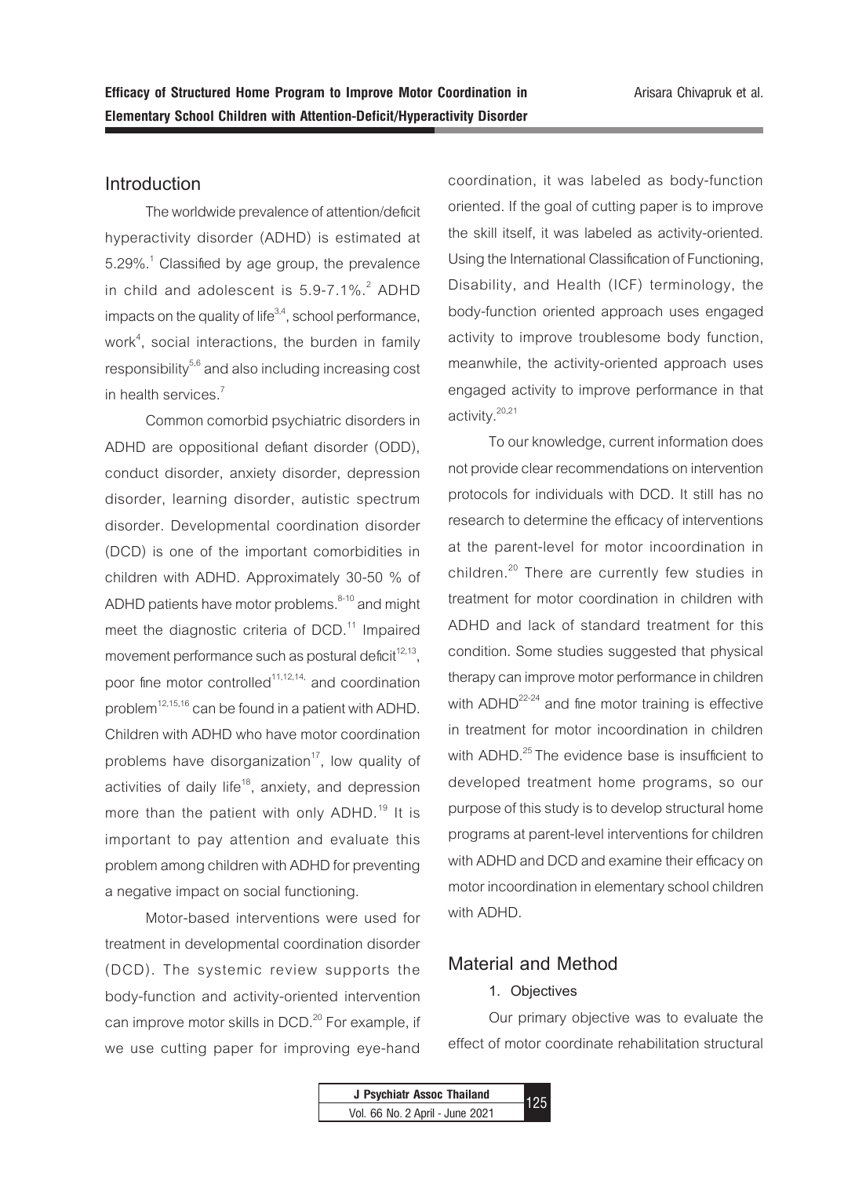## Introduction

The worldwide prevalence of attention/deficit hyperactivity disorder (ADHD) is estimated at 5.29%.[1] Classified by age group, the prevalence in child and adolescent is 5.9-7.1%.[2] ADHD impacts on the quality of life[3,4], school performance, work[4], social interactions, the burden in family responsibility[5,6] and also including increasing cost in health services.[7]

Common comorbid psychiatric disorders in ADHD are oppositional defiant disorder (ODD), conduct disorder, anxiety disorder, depression disorder, learning disorder, autistic spectrum disorder. Developmental coordination disorder (DCD) is one of the important comorbidities in children with ADHD. Approximately 30-50 % of ADHD patients have motor problems.[8-10] and might meet the diagnostic criteria of DCD.[11] Impaired movement performance such as postural deficit[12,13], poor fine motor controlled[11,12,14,] and coordination problem[12,15,16] can be found in a patient with ADHD. Children with ADHD who have motor coordination problems have disorganization[17], low quality of activities of daily life[18], anxiety, and depression more than the patient with only ADHD.[19] It is important to pay attention and evaluate this problem among children with ADHD for preventing a negative impact on social functioning.

Motor-based interventions were used for treatment in developmental coordination disorder (DCD). The systemic review supports the body-function and activity-oriented intervention can improve motor skills in DCD.[20] For example, if we use cutting paper for improving eye-hand coordination, it was labeled as body-function oriented. If the goal of cutting paper is to improve the skill itself, it was labeled as activity-oriented. Using the International Classification of Functioning, Disability, and Health (ICF) terminology, the body-function oriented approach uses engaged activity to improve troublesome body function, meanwhile, the activity-oriented approach uses engaged activity to improve performance in that activity.[20,21]

To our knowledge, current information does not provide clear recommendations on intervention protocols for individuals with DCD. It still has no research to determine the efficacy of interventions at the parent-level for motor incoordination in children.[20] There are currently few studies in treatment for motor coordination in children with ADHD and lack of standard treatment for this condition. Some studies suggested that physical therapy can improve motor performance in children with ADHD[22-24] and fine motor training is effective in treatment for motor incoordination in children with ADHD.[25] The evidence base is insufficient to developed treatment home programs, so our purpose of this study is to develop structural home programs at parent-level interventions for children with ADHD and DCD and examine their efficacy on motor incoordination in elementary school children with ADHD.

## Material and Method

### 1. Objectives

Our primary objective was to evaluate the effect of motor coordinate rehabilitation structural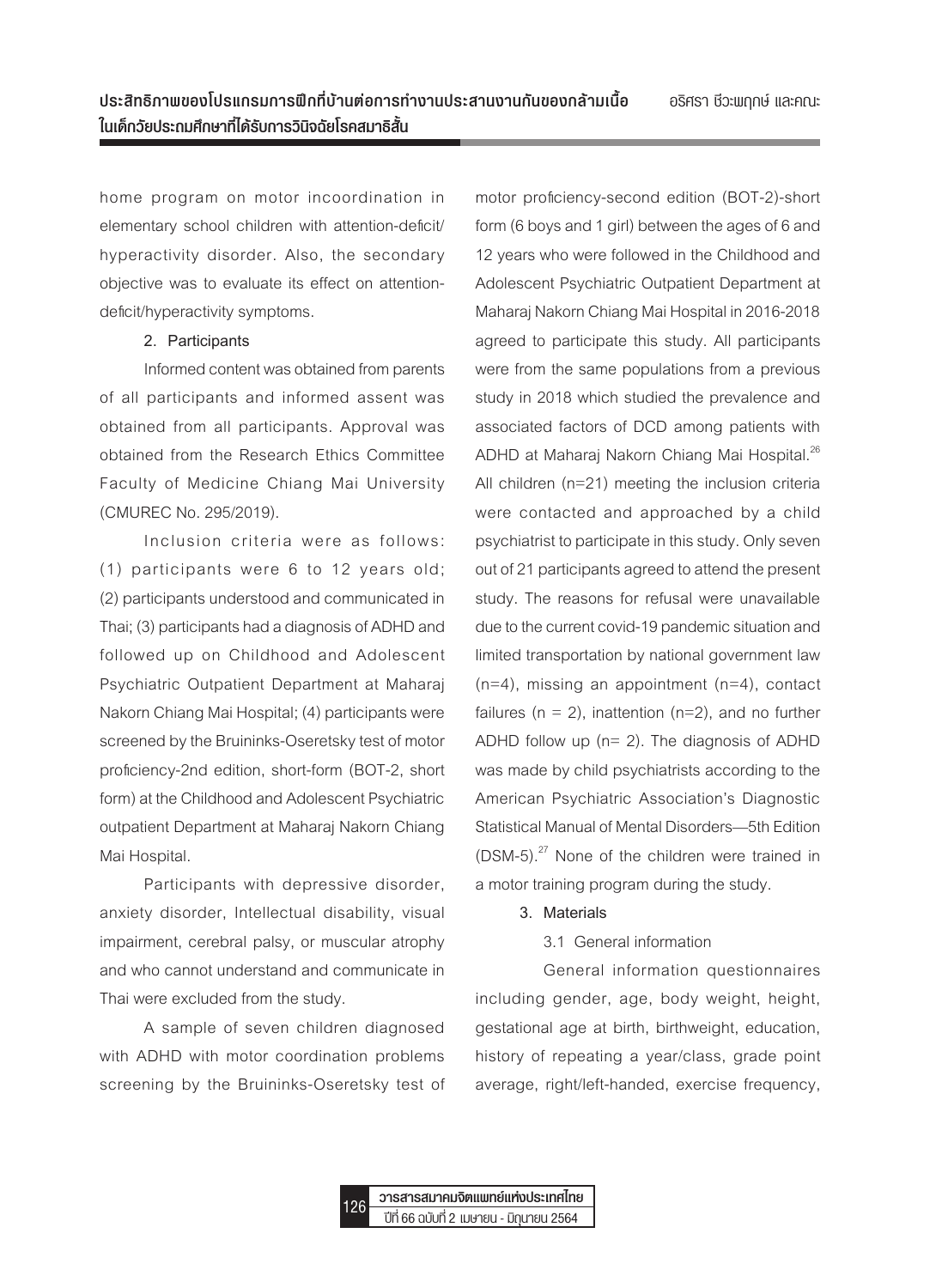home program on motor incoordination in elementary school children with attention-deficit/hyperactivity disorder. Also, the secondary objective was to evaluate its effect on attention-deficit/hyperactivity symptoms.

**2. Participants**

Informed content was obtained from parents of all participants and informed assent was obtained from all participants. Approval was obtained from the Research Ethics Committee Faculty of Medicine Chiang Mai University (CMUREC No. 295/2019).

Inclusion criteria were as follows: (1) participants were 6 to 12 years old; (2) participants understood and communicated in Thai; (3) participants had a diagnosis of ADHD and followed up on Childhood and Adolescent Psychiatric Outpatient Department at Maharaj Nakorn Chiang Mai Hospital; (4) participants were screened by the Bruininks-Oseretsky test of motor proficiency-2nd edition, short-form (BOT-2, short form) at the Childhood and Adolescent Psychiatric outpatient Department at Maharaj Nakorn Chiang Mai Hospital.

Participants with depressive disorder, anxiety disorder, Intellectual disability, visual impairment, cerebral palsy, or muscular atrophy and who cannot understand and communicate in Thai were excluded from the study.

A sample of seven children diagnosed with ADHD with motor coordination problems screening by the Bruininks-Oseretsky test of motor proficiency-second edition (BOT-2)-short form (6 boys and 1 girl) between the ages of 6 and 12 years who were followed in the Childhood and Adolescent Psychiatric Outpatient Department at Maharaj Nakorn Chiang Mai Hospital in 2016-2018 agreed to participate this study. All participants were from the same populations from a previous study in 2018 which studied the prevalence and associated factors of DCD among patients with ADHD at Maharaj Nakorn Chiang Mai Hospital.[26] All children (n=21) meeting the inclusion criteria were contacted and approached by a child psychiatrist to participate in this study. Only seven out of 21 participants agreed to attend the present study. The reasons for refusal were unavailable due to the current covid-19 pandemic situation and limited transportation by national government law (n=4), missing an appointment (n=4), contact failures (n = 2), inattention (n=2), and no further ADHD follow up (n= 2). The diagnosis of ADHD was made by child psychiatrists according to the American Psychiatric Association's Diagnostic Statistical Manual of Mental Disorders—5th Edition (DSM-5).[27] None of the children were trained in a motor training program during the study.

**3. Materials**

3.1 General information

General information questionnaires including gender, age, body weight, height, gestational age at birth, birthweight, education, history of repeating a year/class, grade point average, right/left-handed, exercise frequency,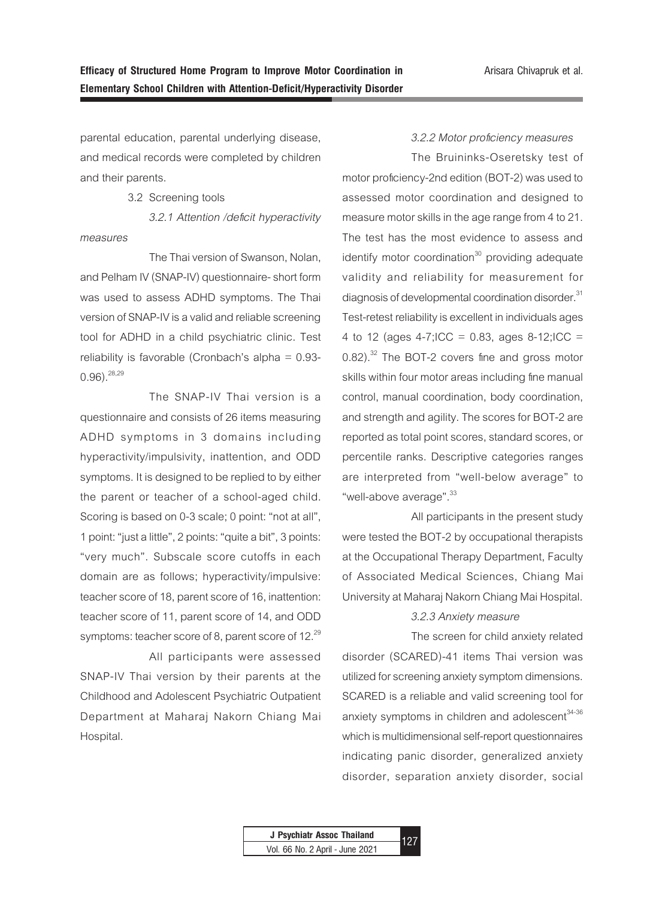parental education, parental underlying disease, and medical records were completed by children and their parents.

3.2 Screening tools

*3.2.1 Attention /deficit hyperactivity measures*

The Thai version of Swanson, Nolan, and Pelham IV (SNAP-IV) questionnaire- short form was used to assess ADHD symptoms. The Thai version of SNAP-IV is a valid and reliable screening tool for ADHD in a child psychiatric clinic. Test reliability is favorable (Cronbach's alpha = 0.93-0.96).[28,29]

The SNAP-IV Thai version is a questionnaire and consists of 26 items measuring ADHD symptoms in 3 domains including hyperactivity/impulsivity, inattention, and ODD symptoms. It is designed to be replied to by either the parent or teacher of a school-aged child. Scoring is based on 0-3 scale; 0 point: "not at all", 1 point: "just a little", 2 points: "quite a bit", 3 points: "very much". Subscale score cutoffs in each domain are as follows; hyperactivity/impulsive: teacher score of 18, parent score of 16, inattention: teacher score of 11, parent score of 14, and ODD symptoms: teacher score of 8, parent score of 12.[29]

All participants were assessed SNAP-IV Thai version by their parents at the Childhood and Adolescent Psychiatric Outpatient Department at Maharaj Nakorn Chiang Mai Hospital.

*3.2.2 Motor proficiency measures*

The Bruininks-Oseretsky test of motor proficiency-2nd edition (BOT-2) was used to assessed motor coordination and designed to measure motor skills in the age range from 4 to 21. The test has the most evidence to assess and identify motor coordination[30] providing adequate validity and reliability for measurement for diagnosis of developmental coordination disorder.[31] Test-retest reliability is excellent in individuals ages 4 to 12 (ages 4-7;ICC = 0.83, ages 8-12;ICC = 0.82).[32] The BOT-2 covers fine and gross motor skills within four motor areas including fine manual control, manual coordination, body coordination, and strength and agility. The scores for BOT-2 are reported as total point scores, standard scores, or percentile ranks. Descriptive categories ranges are interpreted from "well-below average" to "well-above average".[33]

All participants in the present study were tested the BOT-2 by occupational therapists at the Occupational Therapy Department, Faculty of Associated Medical Sciences, Chiang Mai University at Maharaj Nakorn Chiang Mai Hospital.

*3.2.3 Anxiety measure*

The screen for child anxiety related disorder (SCARED)-41 items Thai version was utilized for screening anxiety symptom dimensions. SCARED is a reliable and valid screening tool for anxiety symptoms in children and adolescent[34-36] which is multidimensional self-report questionnaires indicating panic disorder, generalized anxiety disorder, separation anxiety disorder, social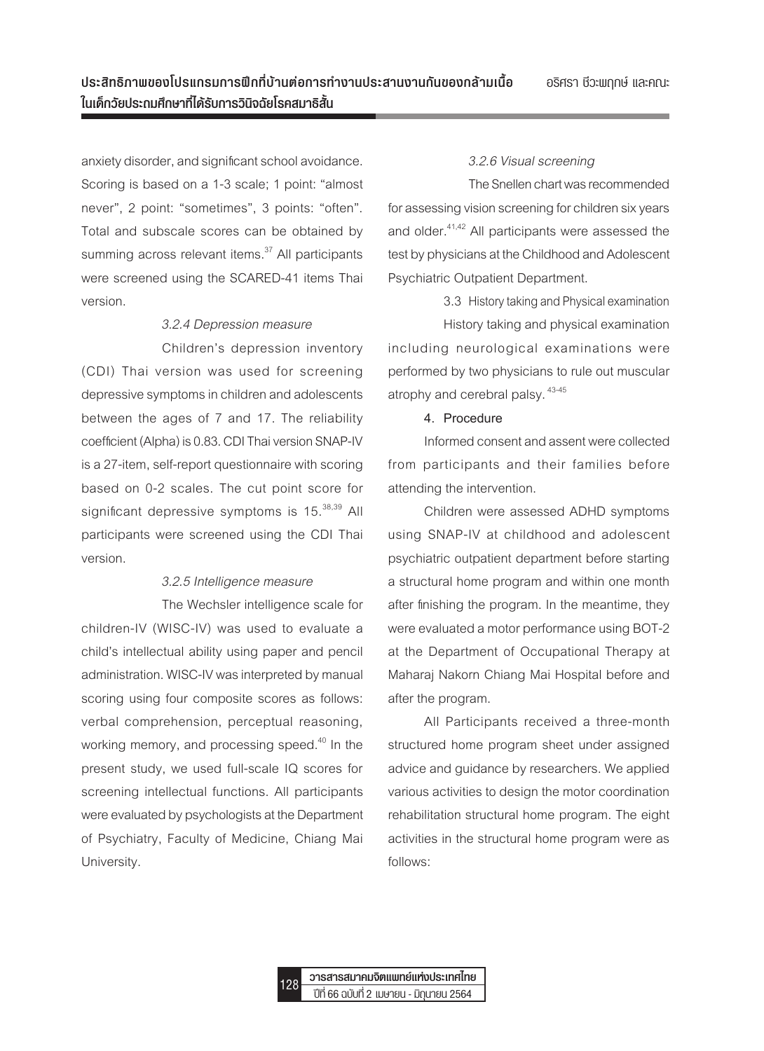anxiety disorder, and significant school avoidance. Scoring is based on a 1-3 scale; 1 point: "almost never", 2 point: "sometimes", 3 points: "often". Total and subscale scores can be obtained by summing across relevant items.[37] All participants were screened using the SCARED-41 items Thai version.

*3.2.4 Depression measure*

Children's depression inventory (CDI) Thai version was used for screening depressive symptoms in children and adolescents between the ages of 7 and 17. The reliability coefficient (Alpha) is 0.83. CDI Thai version SNAP-IV is a 27-item, self-report questionnaire with scoring based on 0-2 scales. The cut point score for significant depressive symptoms is 15.[38,39] All participants were screened using the CDI Thai version.

*3.2.5 Intelligence measure*

The Wechsler intelligence scale for children-IV (WISC-IV) was used to evaluate a child's intellectual ability using paper and pencil administration. WISC-IV was interpreted by manual scoring using four composite scores as follows: verbal comprehension, perceptual reasoning, working memory, and processing speed.[40] In the present study, we used full-scale IQ scores for screening intellectual functions. All participants were evaluated by psychologists at the Department of Psychiatry, Faculty of Medicine, Chiang Mai University.

*3.2.6 Visual screening*

The Snellen chart was recommended for assessing vision screening for children six years and older.[41,42] All participants were assessed the test by physicians at the Childhood and Adolescent Psychiatric Outpatient Department.

3.3 History taking and Physical examination

History taking and physical examination including neurological examinations were performed by two physicians to rule out muscular atrophy and cerebral palsy.[43-45]

**4. Procedure**

Informed consent and assent were collected from participants and their families before attending the intervention.

Children were assessed ADHD symptoms using SNAP-IV at childhood and adolescent psychiatric outpatient department before starting a structural home program and within one month after finishing the program. In the meantime, they were evaluated a motor performance using BOT-2 at the Department of Occupational Therapy at Maharaj Nakorn Chiang Mai Hospital before and after the program.

All Participants received a three-month structured home program sheet under assigned advice and guidance by researchers. We applied various activities to design the motor coordination rehabilitation structural home program. The eight activities in the structural home program were as follows: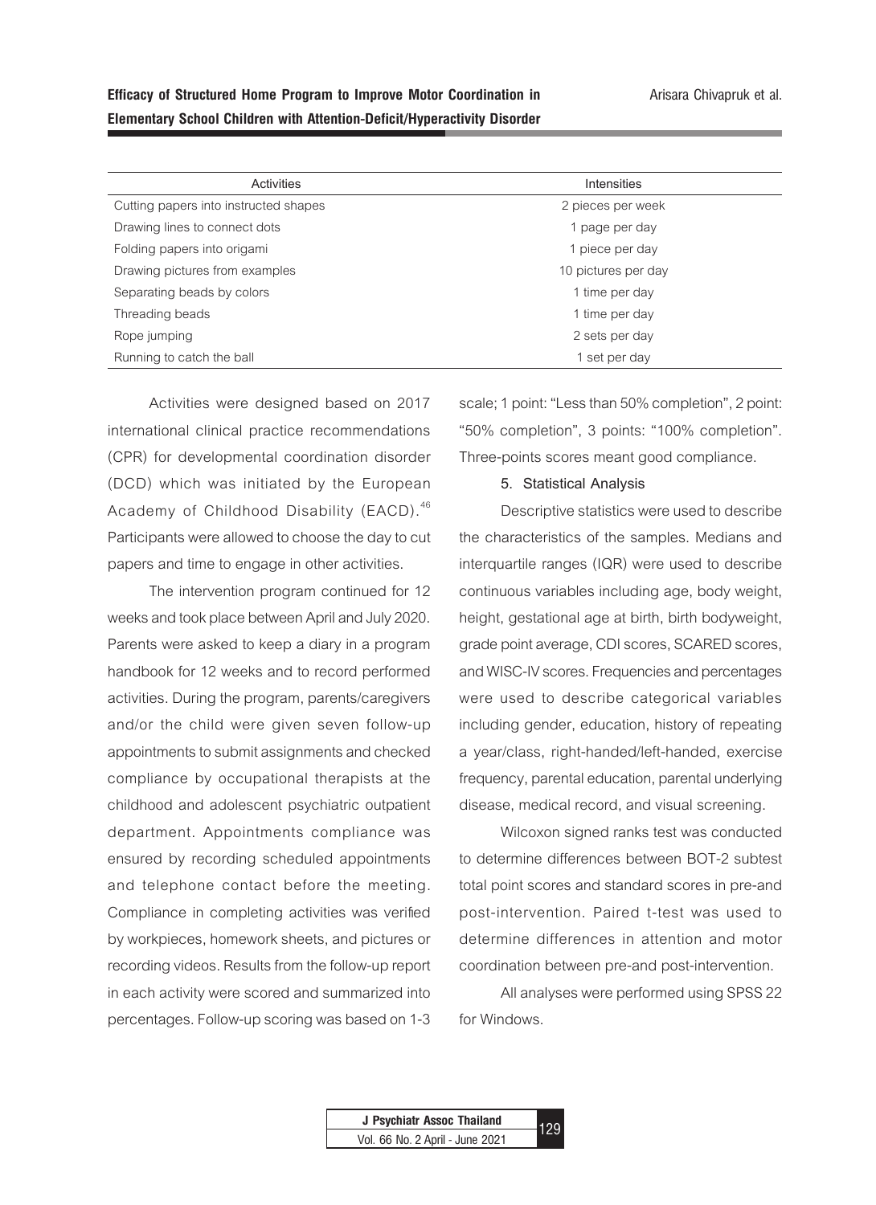| Activities | Intensities |
|---|---|
| Cutting papers into instructed shapes | 2 pieces per week |
| Drawing lines to connect dots | 1 page per day |
| Folding papers into origami | 1 piece per day |
| Drawing pictures from examples | 10 pictures per day |
| Separating beads by colors | 1 time per day |
| Threading beads | 1 time per day |
| Rope jumping | 2 sets per day |
| Running to catch the ball | 1 set per day |

Activities were designed based on 2017 international clinical practice recommendations (CPR) for developmental coordination disorder (DCD) which was initiated by the European Academy of Childhood Disability (EACD).[46] Participants were allowed to choose the day to cut papers and time to engage in other activities.

The intervention program continued for 12 weeks and took place between April and July 2020. Parents were asked to keep a diary in a program handbook for 12 weeks and to record performed activities. During the program, parents/caregivers and/or the child were given seven follow-up appointments to submit assignments and checked compliance by occupational therapists at the childhood and adolescent psychiatric outpatient department. Appointments compliance was ensured by recording scheduled appointments and telephone contact before the meeting. Compliance in completing activities was verified by workpieces, homework sheets, and pictures or recording videos. Results from the follow-up report in each activity were scored and summarized into percentages. Follow-up scoring was based on 1-3 scale; 1 point: "Less than 50% completion", 2 point: "50% completion", 3 points: "100% completion". Three-points scores meant good compliance.

### 5. Statistical Analysis

Descriptive statistics were used to describe the characteristics of the samples. Medians and interquartile ranges (IQR) were used to describe continuous variables including age, body weight, height, gestational age at birth, birth bodyweight, grade point average, CDI scores, SCARED scores, and WISC-IV scores. Frequencies and percentages were used to describe categorical variables including gender, education, history of repeating a year/class, right-handed/left-handed, exercise frequency, parental education, parental underlying disease, medical record, and visual screening.

Wilcoxon signed ranks test was conducted to determine differences between BOT-2 subtest total point scores and standard scores in pre-and post-intervention. Paired t-test was used to determine differences in attention and motor coordination between pre-and post-intervention.

All analyses were performed using SPSS 22 for Windows.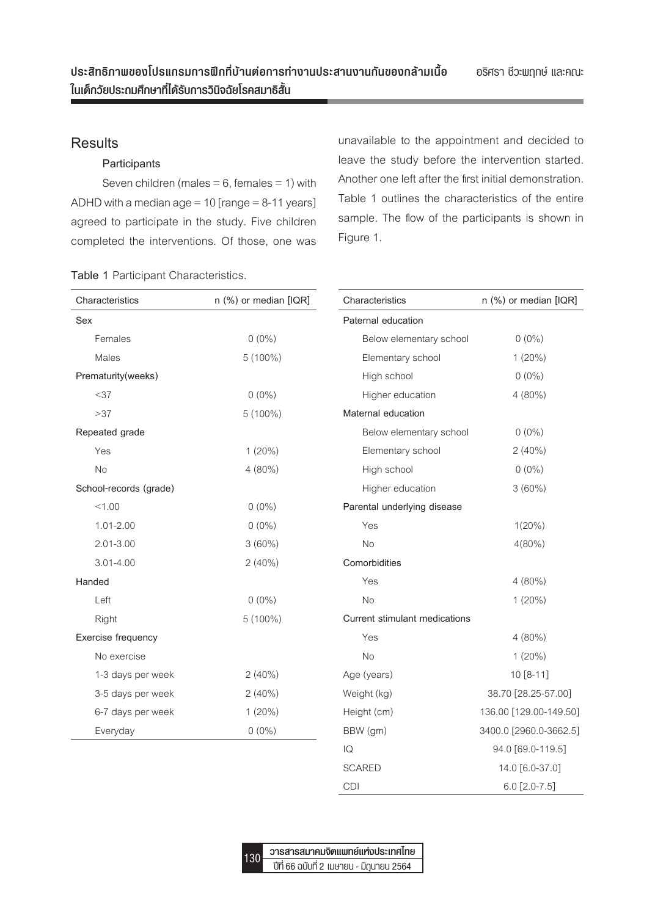## Results

### Participants

Seven children (males = 6, females = 1) with ADHD with a median age = 10 [range = 8-11 years] agreed to participate in the study. Five children completed the interventions. Of those, one was unavailable to the appointment and decided to leave the study before the intervention started. Another one left after the first initial demonstration. Table 1 outlines the characteristics of the entire sample. The flow of the participants is shown in Figure 1.

**Table 1** Participant Characteristics.

| Characteristics | n (%) or median [IQR] |
|---|---|
| Sex | |
| Females | 0 (0%) |
| Males | 5 (100%) |
| Prematurity(weeks) | |
| <37 | 0 (0%) |
| >37 | 5 (100%) |
| Repeated grade | |
| Yes | 1 (20%) |
| No | 4 (80%) |
| School-records (grade) | |
| <1.00 | 0 (0%) |
| 1.01-2.00 | 0 (0%) |
| 2.01-3.00 | 3 (60%) |
| 3.01-4.00 | 2 (40%) |
| Handed | |
| Left | 0 (0%) |
| Right | 5 (100%) |
| Exercise frequency | |
| No exercise | |
| 1-3 days per week | 2 (40%) |
| 3-5 days per week | 2 (40%) |
| 6-7 days per week | 1 (20%) |
| Everyday | 0 (0%) |
| Paternal education | |
| Below elementary school | 0 (0%) |
| Elementary school | 1 (20%) |
| High school | 0 (0%) |
| Higher education | 4 (80%) |
| Maternal education | |
| Below elementary school | 0 (0%) |
| Elementary school | 2 (40%) |
| High school | 0 (0%) |
| Higher education | 3 (60%) |
| Parental underlying disease | |
| Yes | 1(20%) |
| No | 4(80%) |
| Comorbidities | |
| Yes | 4 (80%) |
| No | 1 (20%) |
| Current stimulant medications | |
| Yes | 4 (80%) |
| No | 1 (20%) |
| Age (years) | 10 [8-11] |
| Weight (kg) | 38.70 [28.25-57.00] |
| Height (cm) | 136.00 [129.00-149.50] |
| BBW (gm) | 3400.0 [2960.0-3662.5] |
| IQ | 94.0 [69.0-119.5] |
| SCARED | 14.0 [6.0-37.0] |
| CDI | 6.0 [2.0-7.5] |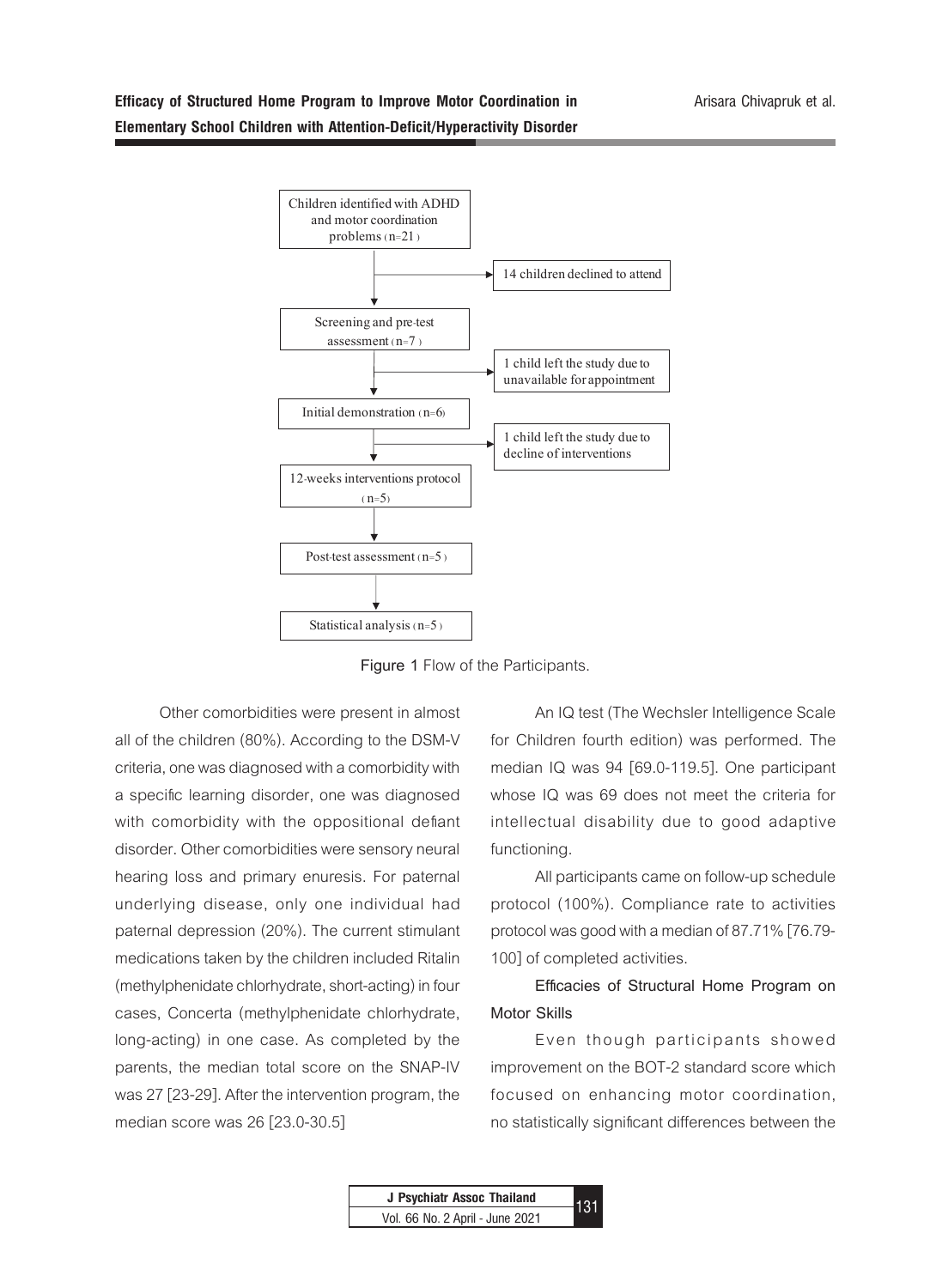Children identified with ADHD and motor coordination problems (n=21)

→ 14 children declined to attend

Screening and pre-test assessment (n=7)

→ 1 child left the study due to unavailable for appointment

Initial demonstration (n=6)

→ 1 child left the study due to decline of interventions

12-weeks interventions protocol (n=5)

Post-test assessment (n=5)

Statistical analysis (n=5)

Figure 1 Flow of the Participants.

Other comorbidities were present in almost all of the children (80%). According to the DSM-V criteria, one was diagnosed with a comorbidity with a specific learning disorder, one was diagnosed with comorbidity with the oppositional defiant disorder. Other comorbidities were sensory neural hearing loss and primary enuresis. For paternal underlying disease, only one individual had paternal depression (20%). The current stimulant medications taken by the children included Ritalin (methylphenidate chlorhydrate, short-acting) in four cases, Concerta (methylphenidate chlorhydrate, long-acting) in one case. As completed by the parents, the median total score on the SNAP-IV was 27 [23-29]. After the intervention program, the median score was 26 [23.0-30.5]

An IQ test (The Wechsler Intelligence Scale for Children fourth edition) was performed. The median IQ was 94 [69.0-119.5]. One participant whose IQ was 69 does not meet the criteria for intellectual disability due to good adaptive functioning.

All participants came on follow-up schedule protocol (100%). Compliance rate to activities protocol was good with a median of 87.71% [76.79-100] of completed activities.

### Efficacies of Structural Home Program on Motor Skills

Even though participants showed improvement on the BOT-2 standard score which focused on enhancing motor coordination, no statistically significant differences between the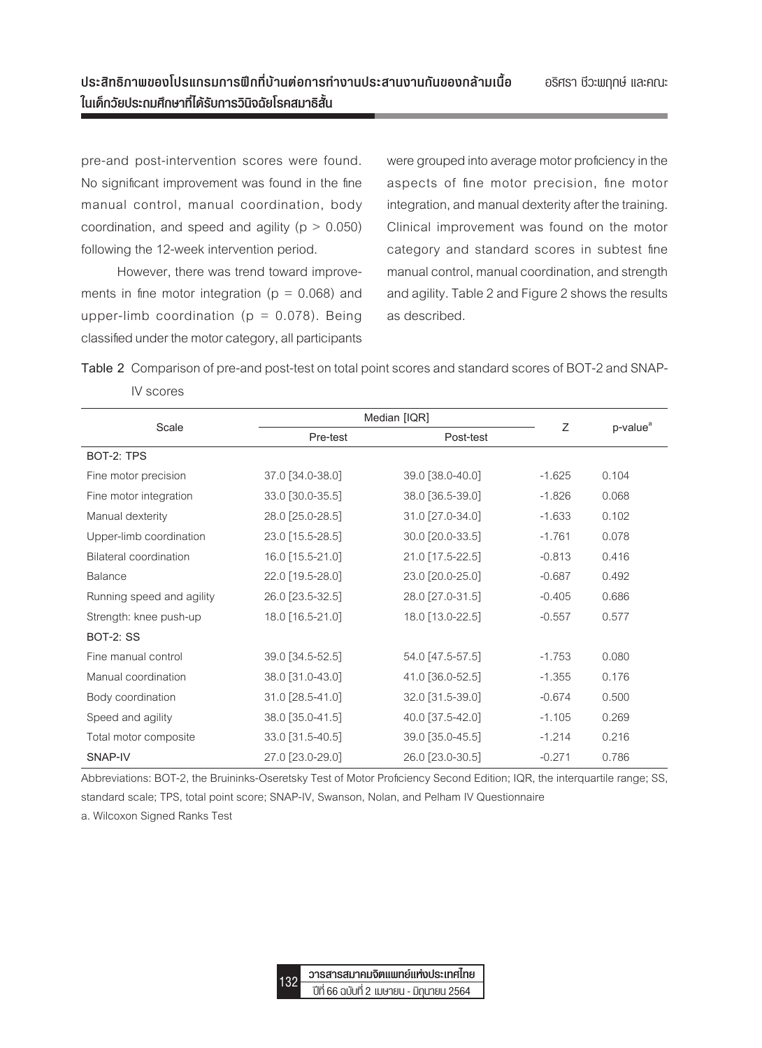pre-and post-intervention scores were found. No significant improvement was found in the fine manual control, manual coordination, body coordination, and speed and agility ($p > 0.050$) following the 12-week intervention period.

However, there was trend toward improvements in fine motor integration ($p = 0.068$) and upper-limb coordination ($p = 0.078$). Being classified under the motor category, all participants were grouped into average motor proficiency in the aspects of fine motor precision, fine motor integration, and manual dexterity after the training. Clinical improvement was found on the motor category and standard scores in subtest fine manual control, manual coordination, and strength and agility. Table 2 and Figure 2 shows the results as described.

**Table 2** Comparison of pre-and post-test on total point scores and standard scores of BOT-2 and SNAP-IV scores

| Scale | Median [IQR] | | Z | p-value[a] |
|---|---|---|---|---|
| | Pre-test | Post-test | | |
| BOT-2: TPS | | | | |
| Fine motor precision | 37.0 [34.0-38.0] | 39.0 [38.0-40.0] | -1.625 | 0.104 |
| Fine motor integration | 33.0 [30.0-35.5] | 38.0 [36.5-39.0] | -1.826 | 0.068 |
| Manual dexterity | 28.0 [25.0-28.5] | 31.0 [27.0-34.0] | -1.633 | 0.102 |
| Upper-limb coordination | 23.0 [15.5-28.5] | 30.0 [20.0-33.5] | -1.761 | 0.078 |
| Bilateral coordination | 16.0 [15.5-21.0] | 21.0 [17.5-22.5] | -0.813 | 0.416 |
| Balance | 22.0 [19.5-28.0] | 23.0 [20.0-25.0] | -0.687 | 0.492 |
| Running speed and agility | 26.0 [23.5-32.5] | 28.0 [27.0-31.5] | -0.405 | 0.686 |
| Strength: knee push-up | 18.0 [16.5-21.0] | 18.0 [13.0-22.5] | -0.557 | 0.577 |
| BOT-2: SS | | | | |
| Fine manual control | 39.0 [34.5-52.5] | 54.0 [47.5-57.5] | -1.753 | 0.080 |
| Manual coordination | 38.0 [31.0-43.0] | 41.0 [36.0-52.5] | -1.355 | 0.176 |
| Body coordination | 31.0 [28.5-41.0] | 32.0 [31.5-39.0] | -0.674 | 0.500 |
| Speed and agility | 38.0 [35.0-41.5] | 40.0 [37.5-42.0] | -1.105 | 0.269 |
| Total motor composite | 33.0 [31.5-40.5] | 39.0 [35.0-45.5] | -1.214 | 0.216 |
| **SNAP-IV** | 27.0 [23.0-29.0] | 26.0 [23.0-30.5] | -0.271 | 0.786 |

Abbreviations: BOT-2, the Bruininks-Oseretsky Test of Motor Proficiency Second Edition; IQR, the interquartile range; SS, standard scale; TPS, total point score; SNAP-IV, Swanson, Nolan, and Pelham IV Questionnaire

a. Wilcoxon Signed Ranks Test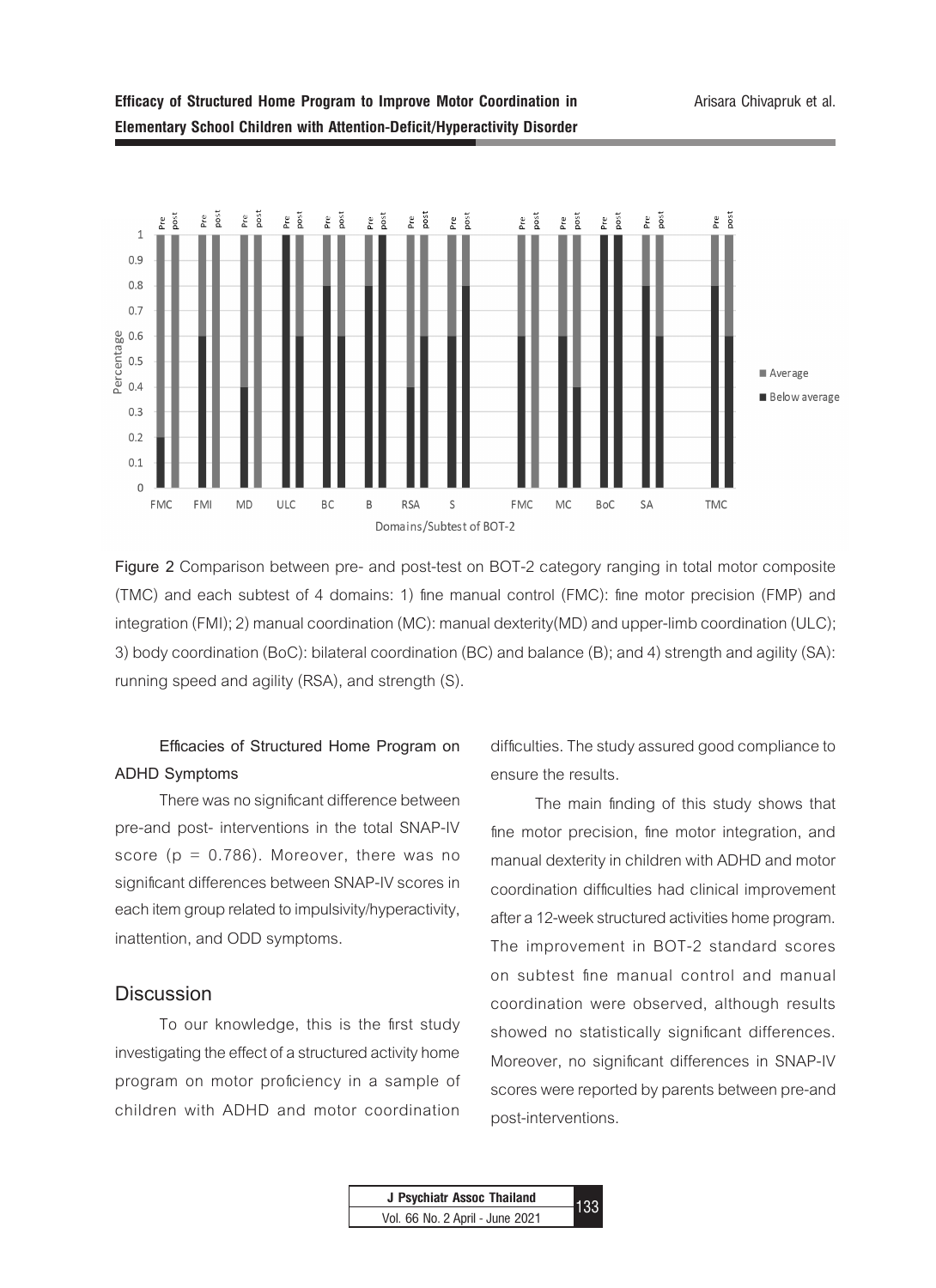Figure 2 Comparison between pre- and post-test on BOT-2 category ranging in total motor composite (TMC) and each subtest of 4 domains: 1) fine manual control (FMC): fine motor precision (FMP) and integration (FMI); 2) manual coordination (MC): manual dexterity(MD) and upper-limb coordination (ULC); 3) body coordination (BoC): bilateral coordination (BC) and balance (B); and 4) strength and agility (SA): running speed and agility (RSA), and strength (S).

### Efficacies of Structured Home Program on ADHD Symptoms

There was no significant difference between pre-and post- interventions in the total SNAP-IV score ($p = 0.786$). Moreover, there was no significant differences between SNAP-IV scores in each item group related to impulsivity/hyperactivity, inattention, and ODD symptoms.

## Discussion

To our knowledge, this is the first study investigating the effect of a structured activity home program on motor proficiency in a sample of children with ADHD and motor coordination difficulties. The study assured good compliance to ensure the results.

The main finding of this study shows that fine motor precision, fine motor integration, and manual dexterity in children with ADHD and motor coordination difficulties had clinical improvement after a 12-week structured activities home program. The improvement in BOT-2 standard scores on subtest fine manual control and manual coordination were observed, although results showed no statistically significant differences. Moreover, no significant differences in SNAP-IV scores were reported by parents between pre-and post-interventions.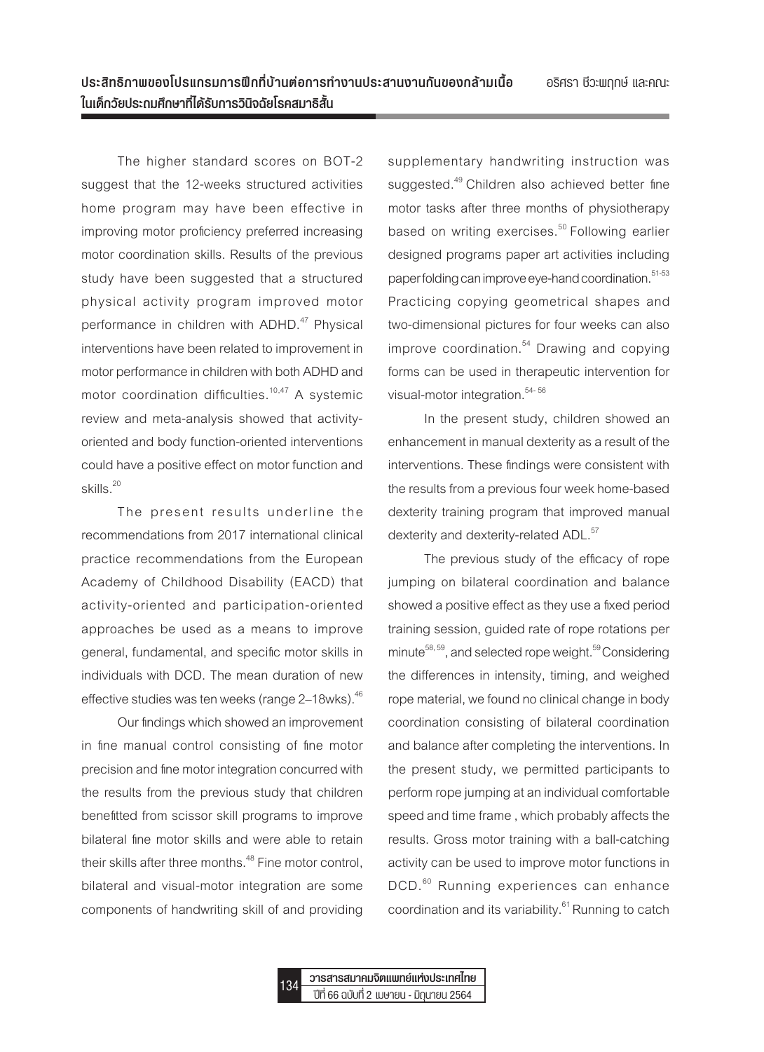The higher standard scores on BOT-2 suggest that the 12-weeks structured activities home program may have been effective in improving motor proficiency preferred increasing motor coordination skills. Results of the previous study have been suggested that a structured physical activity program improved motor performance in children with ADHD.[47] Physical interventions have been related to improvement in motor performance in children with both ADHD and motor coordination difficulties.[10,47] A systemic review and meta-analysis showed that activity-oriented and body function-oriented interventions could have a positive effect on motor function and skills.[20]

The present results underline the recommendations from 2017 international clinical practice recommendations from the European Academy of Childhood Disability (EACD) that activity-oriented and participation-oriented approaches be used as a means to improve general, fundamental, and specific motor skills in individuals with DCD. The mean duration of new effective studies was ten weeks (range 2–18wks).[46]

Our findings which showed an improvement in fine manual control consisting of fine motor precision and fine motor integration concurred with the results from the previous study that children benefitted from scissor skill programs to improve bilateral fine motor skills and were able to retain their skills after three months.[48] Fine motor control, bilateral and visual-motor integration are some components of handwriting skill of and providing supplementary handwriting instruction was suggested.[49] Children also achieved better fine motor tasks after three months of physiotherapy based on writing exercises.[50] Following earlier designed programs paper art activities including paper folding can improve eye-hand coordination.[51-53] Practicing copying geometrical shapes and two-dimensional pictures for four weeks can also improve coordination.[54] Drawing and copying forms can be used in therapeutic intervention for visual-motor integration.[54-56]

In the present study, children showed an enhancement in manual dexterity as a result of the interventions. These findings were consistent with the results from a previous four week home-based dexterity training program that improved manual dexterity and dexterity-related ADL.[57]

The previous study of the efficacy of rope jumping on bilateral coordination and balance showed a positive effect as they use a fixed period training session, guided rate of rope rotations per minute[58,59], and selected rope weight.[59] Considering the differences in intensity, timing, and weighed rope material, we found no clinical change in body coordination consisting of bilateral coordination and balance after completing the interventions. In the present study, we permitted participants to perform rope jumping at an individual comfortable speed and time frame , which probably affects the results. Gross motor training with a ball-catching activity can be used to improve motor functions in DCD.[60] Running experiences can enhance coordination and its variability.[61] Running to catch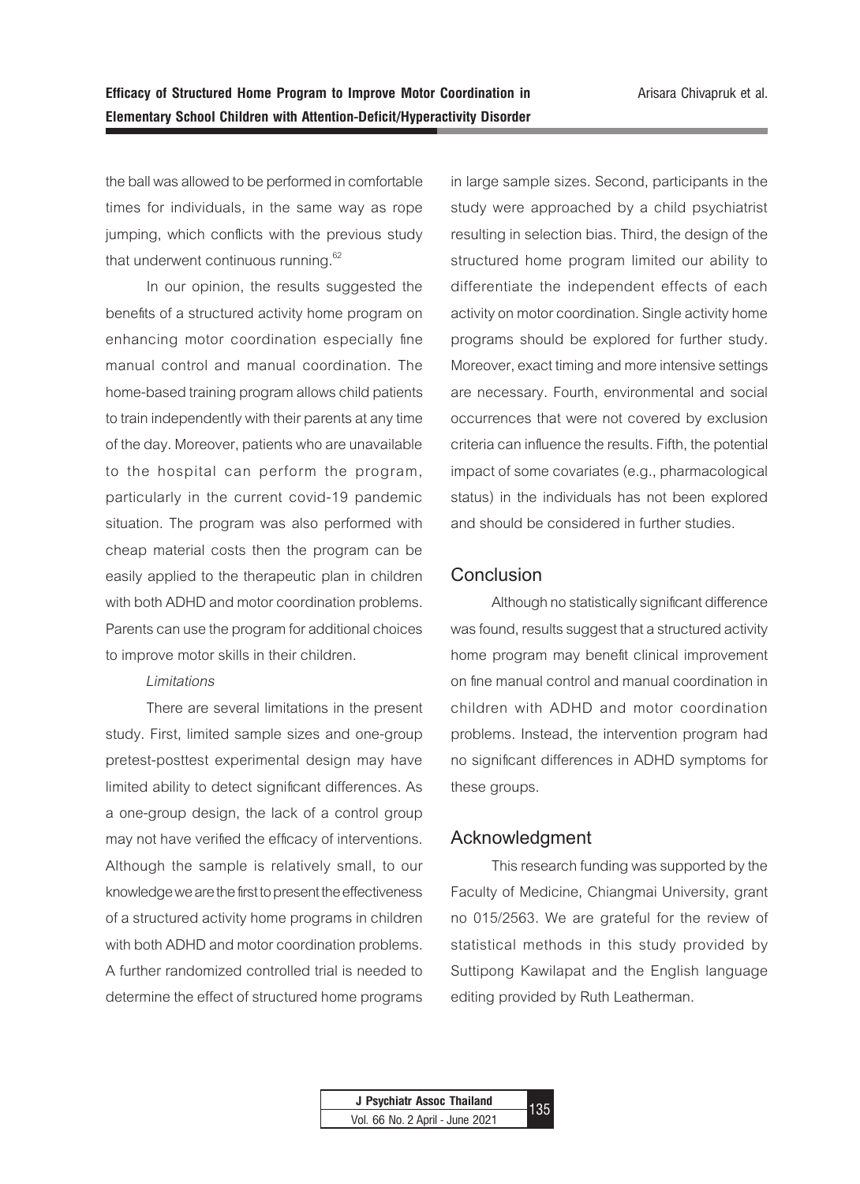the ball was allowed to be performed in comfortable times for individuals, in the same way as rope jumping, which conflicts with the previous study that underwent continuous running.[62]

In our opinion, the results suggested the benefits of a structured activity home program on enhancing motor coordination especially fine manual control and manual coordination. The home-based training program allows child patients to train independently with their parents at any time of the day. Moreover, patients who are unavailable to the hospital can perform the program, particularly in the current covid-19 pandemic situation. The program was also performed with cheap material costs then the program can be easily applied to the therapeutic plan in children with both ADHD and motor coordination problems. Parents can use the program for additional choices to improve motor skills in their children.

*Limitations*

There are several limitations in the present study. First, limited sample sizes and one-group pretest-posttest experimental design may have limited ability to detect significant differences. As a one-group design, the lack of a control group may not have verified the efficacy of interventions. Although the sample is relatively small, to our knowledge we are the first to present the effectiveness of a structured activity home programs in children with both ADHD and motor coordination problems. A further randomized controlled trial is needed to determine the effect of structured home programs in large sample sizes. Second, participants in the study were approached by a child psychiatrist resulting in selection bias. Third, the design of the structured home program limited our ability to differentiate the independent effects of each activity on motor coordination. Single activity home programs should be explored for further study. Moreover, exact timing and more intensive settings are necessary. Fourth, environmental and social occurrences that were not covered by exclusion criteria can influence the results. Fifth, the potential impact of some covariates (e.g., pharmacological status) in the individuals has not been explored and should be considered in further studies.

## Conclusion

Although no statistically significant difference was found, results suggest that a structured activity home program may benefit clinical improvement on fine manual control and manual coordination in children with ADHD and motor coordination problems. Instead, the intervention program had no significant differences in ADHD symptoms for these groups.

## Acknowledgment

This research funding was supported by the Faculty of Medicine, Chiangmai University, grant no 015/2563. We are grateful for the review of statistical methods in this study provided by Suttipong Kawilapat and the English language editing provided by Ruth Leatherman.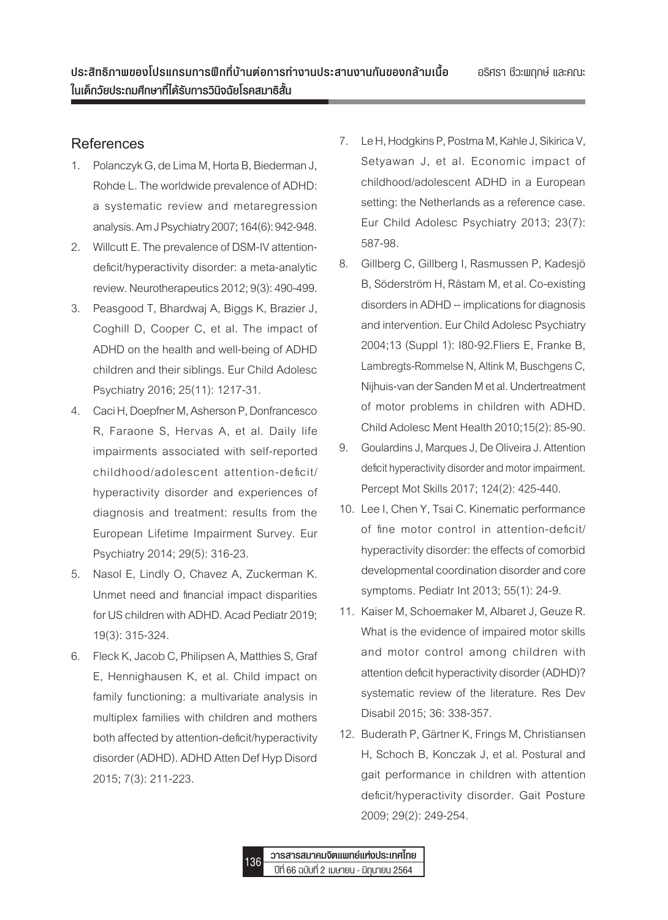## References

1. Polanczyk G, de Lima M, Horta B, Biederman J, Rohde L. The worldwide prevalence of ADHD: a systematic review and metaregression analysis. Am J Psychiatry 2007; 164(6): 942-948.
2. Willcutt E. The prevalence of DSM-IV attention-deficit/hyperactivity disorder: a meta-analytic review. Neurotherapeutics 2012; 9(3): 490-499.
3. Peasgood T, Bhardwaj A, Biggs K, Brazier J, Coghill D, Cooper C, et al. The impact of ADHD on the health and well-being of ADHD children and their siblings. Eur Child Adolesc Psychiatry 2016; 25(11): 1217-31.
4. Caci H, Doepfner M, Asherson P, Donfrancesco R, Faraone S, Hervas A, et al. Daily life impairments associated with self-reported childhood/adolescent attention-deficit/hyperactivity disorder and experiences of diagnosis and treatment: results from the European Lifetime Impairment Survey. Eur Psychiatry 2014; 29(5): 316-23.
5. Nasol E, Lindly O, Chavez A, Zuckerman K. Unmet need and financial impact disparities for US children with ADHD. Acad Pediatr 2019; 19(3): 315-324.
6. Fleck K, Jacob C, Philipsen A, Matthies S, Graf E, Hennighausen K, et al. Child impact on family functioning: a multivariate analysis in multiplex families with children and mothers both affected by attention-deficit/hyperactivity disorder (ADHD). ADHD Atten Def Hyp Disord 2015; 7(3): 211-223.
7. Le H, Hodgkins P, Postma M, Kahle J, Sikirica V, Setyawan J, et al. Economic impact of childhood/adolescent ADHD in a European setting: the Netherlands as a reference case. Eur Child Adolesc Psychiatry 2013; 23(7): 587-98.
8. Gillberg C, Gillberg I, Rasmussen P, Kadesjö B, Söderström H, Råstam M, et al. Co-existing disorders in ADHD -- implications for diagnosis and intervention. Eur Child Adolesc Psychiatry 2004;13 (Suppl 1): I80-92.Fliers E, Franke B, Lambregts-Rommelse N, Altink M, Buschgens C, Nijhuis-van der Sanden M et al. Undertreatment of motor problems in children with ADHD. Child Adolesc Ment Health 2010;15(2): 85-90.
9. Goulardins J, Marques J, De Oliveira J. Attention deficit hyperactivity disorder and motor impairment. Percept Mot Skills 2017; 124(2): 425-440.
10. Lee I, Chen Y, Tsai C. Kinematic performance of fine motor control in attention-deficit/hyperactivity disorder: the effects of comorbid developmental coordination disorder and core symptoms. Pediatr Int 2013; 55(1): 24-9.
11. Kaiser M, Schoemaker M, Albaret J, Geuze R. What is the evidence of impaired motor skills and motor control among children with attention deficit hyperactivity disorder (ADHD)? systematic review of the literature. Res Dev Disabil 2015; 36: 338-357.
12. Buderath P, Gärtner K, Frings M, Christiansen H, Schoch B, Konczak J, et al. Postural and gait performance in children with attention deficit/hyperactivity disorder. Gait Posture 2009; 29(2): 249-254.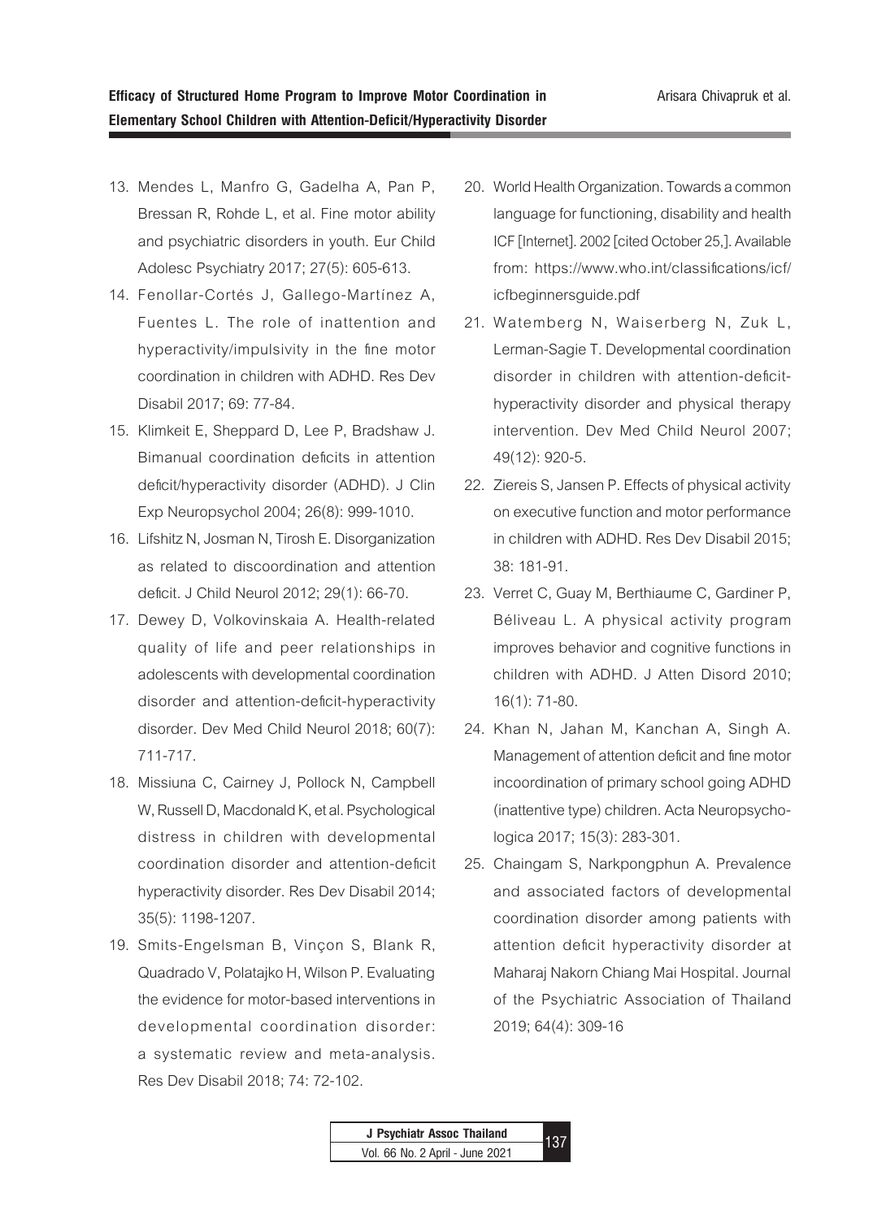13. Mendes L, Manfro G, Gadelha A, Pan P, Bressan R, Rohde L, et al. Fine motor ability and psychiatric disorders in youth. Eur Child Adolesc Psychiatry 2017; 27(5): 605-613.
14. Fenollar-Cortés J, Gallego-Martínez A, Fuentes L. The role of inattention and hyperactivity/impulsivity in the fine motor coordination in children with ADHD. Res Dev Disabil 2017; 69: 77-84.
15. Klimkeit E, Sheppard D, Lee P, Bradshaw J. Bimanual coordination deficits in attention deficit/hyperactivity disorder (ADHD). J Clin Exp Neuropsychol 2004; 26(8): 999-1010.
16. Lifshitz N, Josman N, Tirosh E. Disorganization as related to discoordination and attention deficit. J Child Neurol 2012; 29(1): 66-70.
17. Dewey D, Volkovinskaia A. Health-related quality of life and peer relationships in adolescents with developmental coordination disorder and attention-deficit-hyperactivity disorder. Dev Med Child Neurol 2018; 60(7): 711-717.
18. Missiuna C, Cairney J, Pollock N, Campbell W, Russell D, Macdonald K, et al. Psychological distress in children with developmental coordination disorder and attention-deficit hyperactivity disorder. Res Dev Disabil 2014; 35(5): 1198-1207.
19. Smits-Engelsman B, Vinçon S, Blank R, Quadrado V, Polatajko H, Wilson P. Evaluating the evidence for motor-based interventions in developmental coordination disorder: a systematic review and meta-analysis. Res Dev Disabil 2018; 74: 72-102.
20. World Health Organization. Towards a common language for functioning, disability and health ICF [Internet]. 2002 [cited October 25,]. Available from: https://www.who.int/classifications/icf/icfbeginnersguide.pdf
21. Watemberg N, Waiserberg N, Zuk L, Lerman-Sagie T. Developmental coordination disorder in children with attention-deficit-hyperactivity disorder and physical therapy intervention. Dev Med Child Neurol 2007; 49(12): 920-5.
22. Ziereis S, Jansen P. Effects of physical activity on executive function and motor performance in children with ADHD. Res Dev Disabil 2015; 38: 181-91.
23. Verret C, Guay M, Berthiaume C, Gardiner P, Béliveau L. A physical activity program improves behavior and cognitive functions in children with ADHD. J Atten Disord 2010; 16(1): 71-80.
24. Khan N, Jahan M, Kanchan A, Singh A. Management of attention deficit and fine motor incoordination of primary school going ADHD (inattentive type) children. Acta Neuropsychologica 2017; 15(3): 283-301.
25. Chaingam S, Narkpongphun A. Prevalence and associated factors of developmental coordination disorder among patients with attention deficit hyperactivity disorder at Maharaj Nakorn Chiang Mai Hospital. Journal of the Psychiatric Association of Thailand 2019; 64(4): 309-16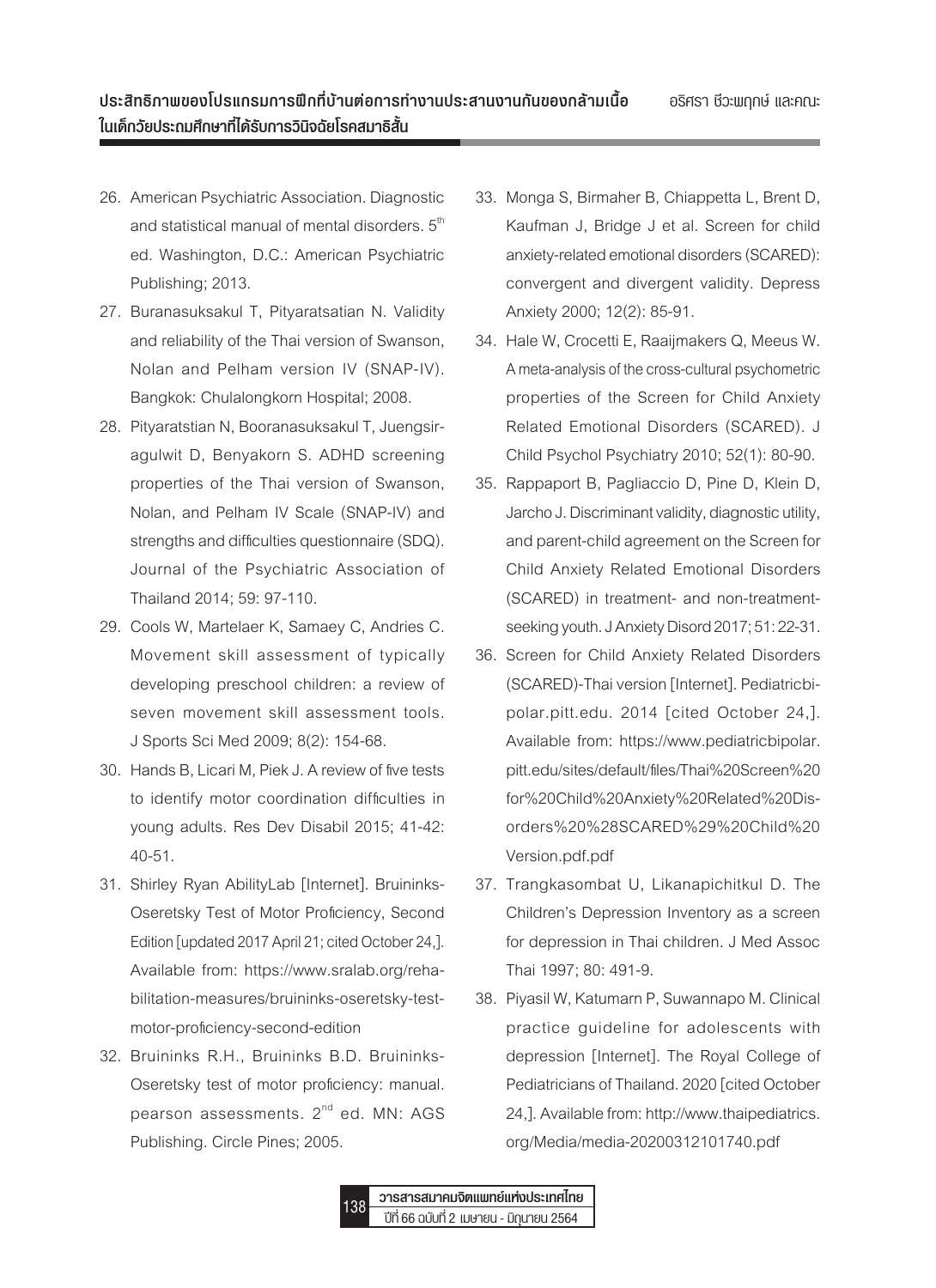26. American Psychiatric Association. Diagnostic and statistical manual of mental disorders. 5th ed. Washington, D.C.: American Psychiatric Publishing; 2013.
27. Buranasuksakul T, Pityaratsatian N. Validity and reliability of the Thai version of Swanson, Nolan and Pelham version IV (SNAP-IV). Bangkok: Chulalongkorn Hospital; 2008.
28. Pityaratstian N, Booranasuksakul T, Juengsiragulwit D, Benyakorn S. ADHD screening properties of the Thai version of Swanson, Nolan, and Pelham IV Scale (SNAP-IV) and strengths and difficulties questionnaire (SDQ). Journal of the Psychiatric Association of Thailand 2014; 59: 97-110.
29. Cools W, Martelaer K, Samaey C, Andries C. Movement skill assessment of typically developing preschool children: a review of seven movement skill assessment tools. J Sports Sci Med 2009; 8(2): 154-68.
30. Hands B, Licari M, Piek J. A review of five tests to identify motor coordination difficulties in young adults. Res Dev Disabil 2015; 41-42: 40-51.
31. Shirley Ryan AbilityLab [Internet]. Bruininks-Oseretsky Test of Motor Proficiency, Second Edition [updated 2017 April 21; cited October 24,]. Available from: https://www.sralab.org/rehabilitation-measures/bruininks-oseretsky-test-motor-proficiency-second-edition
32. Bruininks R.H., Bruininks B.D. Bruininks-Oseretsky test of motor proficiency: manual. pearson assessments. 2nd ed. MN: AGS Publishing. Circle Pines; 2005.
33. Monga S, Birmaher B, Chiappetta L, Brent D, Kaufman J, Bridge J et al. Screen for child anxiety-related emotional disorders (SCARED): convergent and divergent validity. Depress Anxiety 2000; 12(2): 85-91.
34. Hale W, Crocetti E, Raaijmakers Q, Meeus W. A meta-analysis of the cross-cultural psychometric properties of the Screen for Child Anxiety Related Emotional Disorders (SCARED). J Child Psychol Psychiatry 2010; 52(1): 80-90.
35. Rappaport B, Pagliaccio D, Pine D, Klein D, Jarcho J. Discriminant validity, diagnostic utility, and parent-child agreement on the Screen for Child Anxiety Related Emotional Disorders (SCARED) in treatment- and non-treatment-seeking youth. J Anxiety Disord 2017; 51: 22-31.
36. Screen for Child Anxiety Related Disorders (SCARED)-Thai version [Internet]. Pediatricbipolar.pitt.edu. 2014 [cited October 24,]. Available from: https://www.pediatricbipolar.pitt.edu/sites/default/files/Thai%20Screen%20for%20Child%20Anxiety%20Related%20Disorders%20%28SCARED%29%20Child%20Version.pdf.pdf
37. Trangkasombat U, Likanapichitkul D. The Children's Depression Inventory as a screen for depression in Thai children. J Med Assoc Thai 1997; 80: 491-9.
38. Piyasil W, Katumarn P, Suwannapo M. Clinical practice guideline for adolescents with depression [Internet]. The Royal College of Pediatricians of Thailand. 2020 [cited October 24,]. Available from: http://www.thaipediatrics.org/Media/media-20200312101740.pdf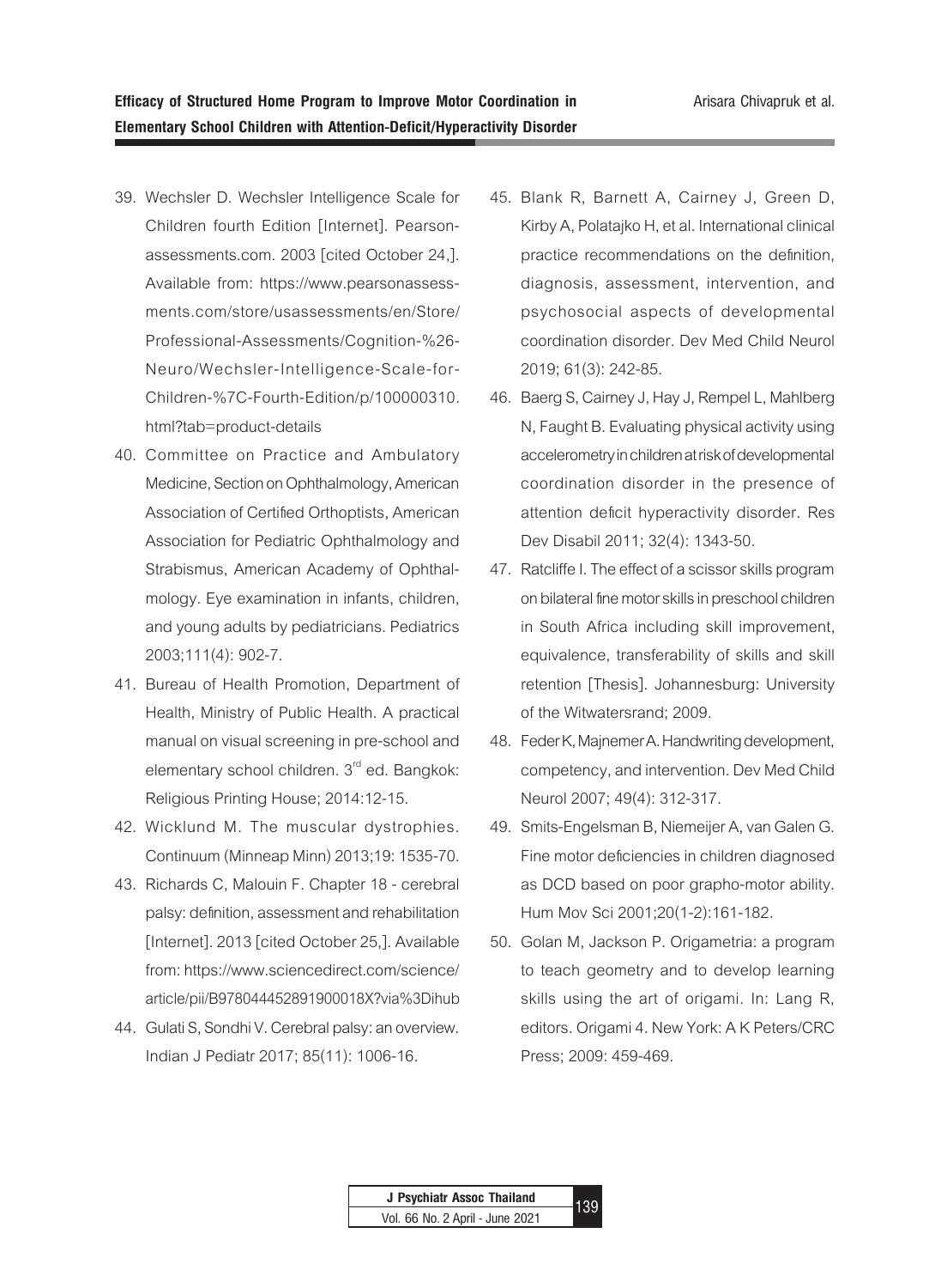39. Wechsler D. Wechsler Intelligence Scale for Children fourth Edition [Internet]. Pearsonassessments.com. 2003 [cited October 24,]. Available from: https://www.pearsonassessments.com/store/usassessments/en/Store/Professional-Assessments/Cognition-%26-Neuro/Wechsler-Intelligence-Scale-for-Children-%7C-Fourth-Edition/p/100000310.html?tab=product-details
40. Committee on Practice and Ambulatory Medicine, Section on Ophthalmology, American Association of Certified Orthoptists, American Association for Pediatric Ophthalmology and Strabismus, American Academy of Ophthalmology. Eye examination in infants, children, and young adults by pediatricians. Pediatrics 2003;111(4): 902-7.
41. Bureau of Health Promotion, Department of Health, Ministry of Public Health. A practical manual on visual screening in pre-school and elementary school children. 3rd ed. Bangkok: Religious Printing House; 2014:12-15.
42. Wicklund M. The muscular dystrophies. Continuum (Minneap Minn) 2013;19: 1535-70.
43. Richards C, Malouin F. Chapter 18 - cerebral palsy: definition, assessment and rehabilitation [Internet]. 2013 [cited October 25,]. Available from: https://www.sciencedirect.com/science/article/pii/B978044452891900018X?via%3Dihub
44. Gulati S, Sondhi V. Cerebral palsy: an overview. Indian J Pediatr 2017; 85(11): 1006-16.
45. Blank R, Barnett A, Cairney J, Green D, Kirby A, Polatajko H, et al. International clinical practice recommendations on the definition, diagnosis, assessment, intervention, and psychosocial aspects of developmental coordination disorder. Dev Med Child Neurol 2019; 61(3): 242-85.
46. Baerg S, Cairney J, Hay J, Rempel L, Mahlberg N, Faught B. Evaluating physical activity using accelerometry in children at risk of developmental coordination disorder in the presence of attention deficit hyperactivity disorder. Res Dev Disabil 2011; 32(4): 1343-50.
47. Ratcliffe I. The effect of a scissor skills program on bilateral fine motor skills in preschool children in South Africa including skill improvement, equivalence, transferability of skills and skill retention [Thesis]. Johannesburg: University of the Witwatersrand; 2009.
48. Feder K, Majnemer A. Handwriting development, competency, and intervention. Dev Med Child Neurol 2007; 49(4): 312-317.
49. Smits-Engelsman B, Niemeijer A, van Galen G. Fine motor deficiencies in children diagnosed as DCD based on poor grapho-motor ability. Hum Mov Sci 2001;20(1-2):161-182.
50. Golan M, Jackson P. Origametria: a program to teach geometry and to develop learning skills using the art of origami. In: Lang R, editors. Origami 4. New York: A K Peters/CRC Press; 2009: 459-469.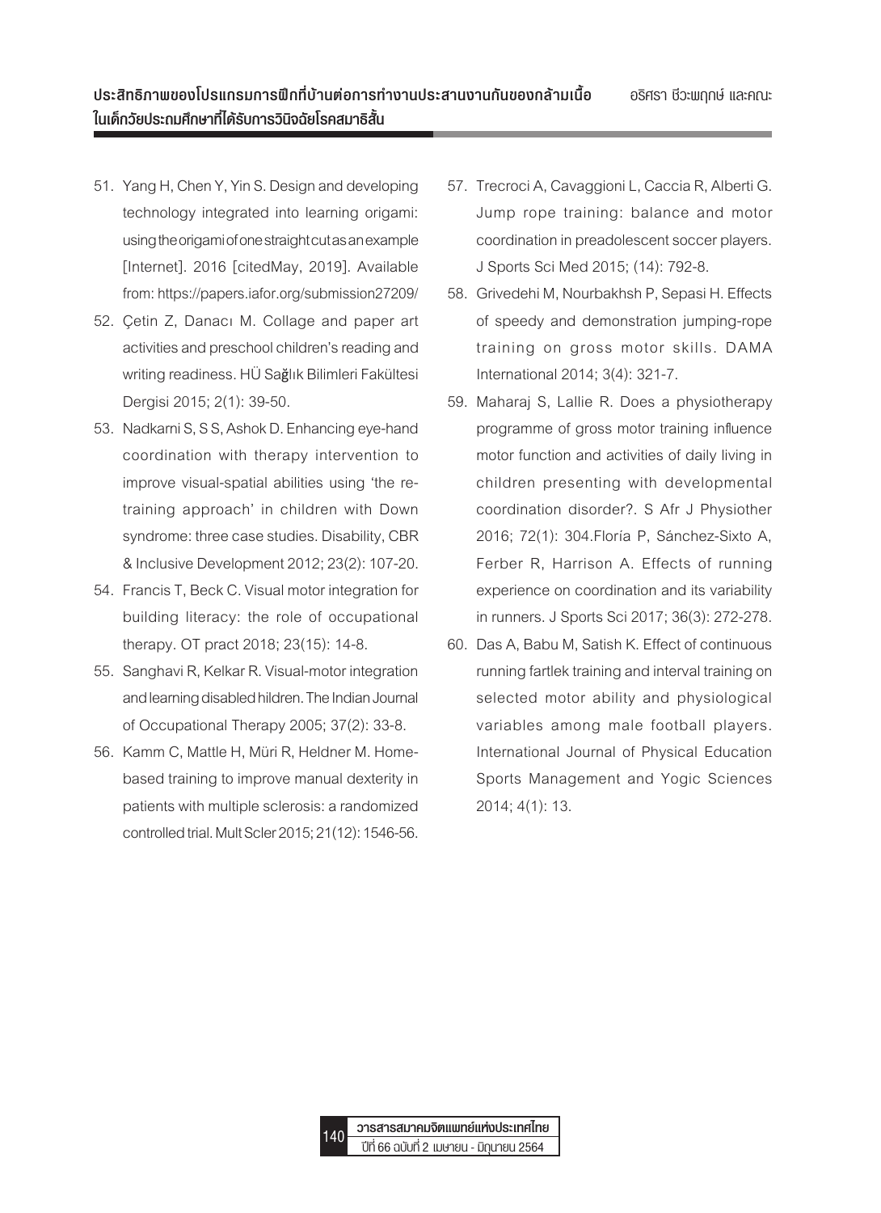51. Yang H, Chen Y, Yin S. Design and developing technology integrated into learning origami: using the origami of one straight cut as an example [Internet]. 2016 [citedMay, 2019]. Available from: https://papers.iafor.org/submission27209/
52. Çetin Z, Danacı M. Collage and paper art activities and preschool children's reading and writing readiness. HÜ Sağlık Bilimleri Fakültesi Dergisi 2015; 2(1): 39-50.
53. Nadkarni S, S S, Ashok D. Enhancing eye-hand coordination with therapy intervention to improve visual-spatial abilities using 'the re-training approach' in children with Down syndrome: three case studies. Disability, CBR & Inclusive Development 2012; 23(2): 107-20.
54. Francis T, Beck C. Visual motor integration for building literacy: the role of occupational therapy. OT pract 2018; 23(15): 14-8.
55. Sanghavi R, Kelkar R. Visual-motor integration and learning disabled hildren. The Indian Journal of Occupational Therapy 2005; 37(2): 33-8.
56. Kamm C, Mattle H, Müri R, Heldner M. Home-based training to improve manual dexterity in patients with multiple sclerosis: a randomized controlled trial. Mult Scler 2015; 21(12): 1546-56.
57. Trecroci A, Cavaggioni L, Caccia R, Alberti G. Jump rope training: balance and motor coordination in preadolescent soccer players. J Sports Sci Med 2015; (14): 792-8.
58. Grivedehi M, Nourbakhsh P, Sepasi H. Effects of speedy and demonstration jumping-rope training on gross motor skills. DAMA International 2014; 3(4): 321-7.
59. Maharaj S, Lallie R. Does a physiotherapy programme of gross motor training influence motor function and activities of daily living in children presenting with developmental coordination disorder?. S Afr J Physiother 2016; 72(1): 304.Floría P, Sánchez-Sixto A, Ferber R, Harrison A. Effects of running experience on coordination and its variability in runners. J Sports Sci 2017; 36(3): 272-278.
60. Das A, Babu M, Satish K. Effect of continuous running fartlek training and interval training on selected motor ability and physiological variables among male football players. International Journal of Physical Education Sports Management and Yogic Sciences 2014; 4(1): 13.